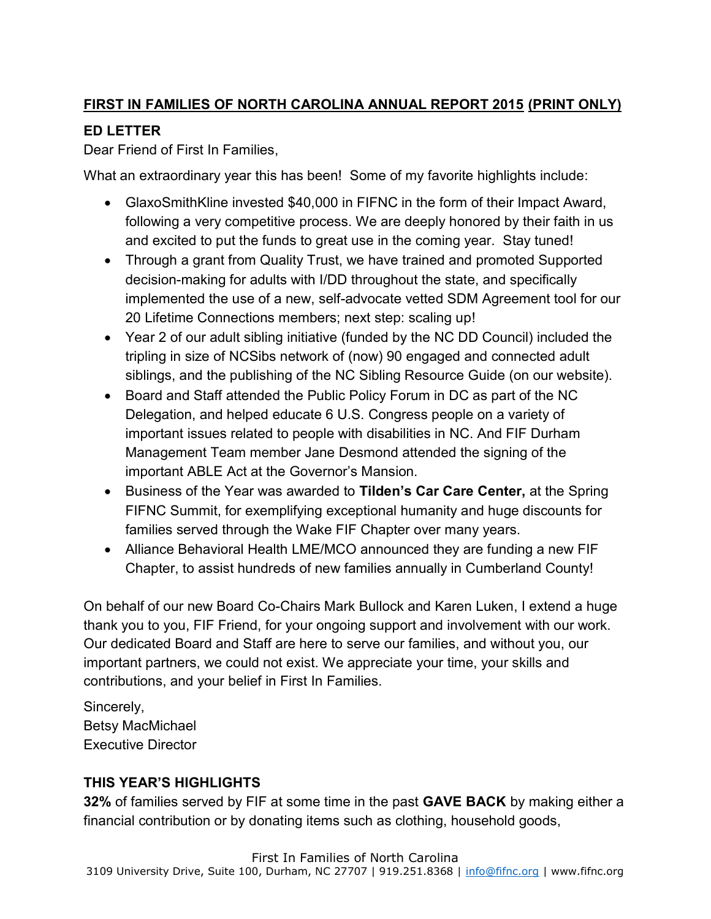# **FIRST IN FAMILIES OF NORTH CAROLINA ANNUAL REPORT 2015 (PRINT ONLY)**

## ED LETTER

Dear Friend of First In Families,

What an extraordinary year this has been! Some of my favorite highlights include:

- GlaxoSmithKline invested $40,000 in FIFNC in the form of their Impact Award, following a very competitive process. We are deeply honored by their faith in us and excited to put the funds to great use in the coming year. Stay tuned!
- Through a grant from Quality Trust, we have trained and promoted Supported decision-making for adults with I/DD throughout the state, and specifically implemented the use of a new, self-advocate vetted SDM Agreement tool for our 20 Lifetime Connections members; next step: scaling up!
- Year 2 of our adult sibling initiative (funded by the NC DD Council) included the tripling in size of NCSibs network of (now) 90 engaged and connected adult siblings, and the publishing of the NC Sibling Resource Guide (on our website).
- Board and Staff attended the Public Policy Forum in DC as part of the NC Delegation, and helped educate 6 U.S. Congress people on a variety of important issues related to people with disabilities in NC. And FIF Durham Management Team member Jane Desmond attended the signing of the important ABLE Act at the Governor's Mansion.
- Business of the Year was awarded to **Tilden's Car Care Center,** at the Spring FIFNC Summit, for exemplifying exceptional humanity and huge discounts for families served through the Wake FIF Chapter over many years.
- Alliance Behavioral Health LME/MCO announced they are funding a new FIF Chapter, to assist hundreds of new families annually in Cumberland County!

On behalf of our new Board Co-Chairs Mark Bullock and Karen Luken, I extend a huge thank you to you, FIF Friend, for your ongoing support and involvement with our work. Our dedicated Board and Staff are here to serve our families, and without you, our important partners, we could not exist. We appreciate your time, your skills and contributions, and your belief in First In Families.

Sincerely,
Betsy MacMichael
Executive Director

## THIS YEAR'S HIGHLIGHTS

**32%** of families served by FIF at some time in the past **GAVE BACK** by making either a financial contribution or by donating items such as clothing, household goods,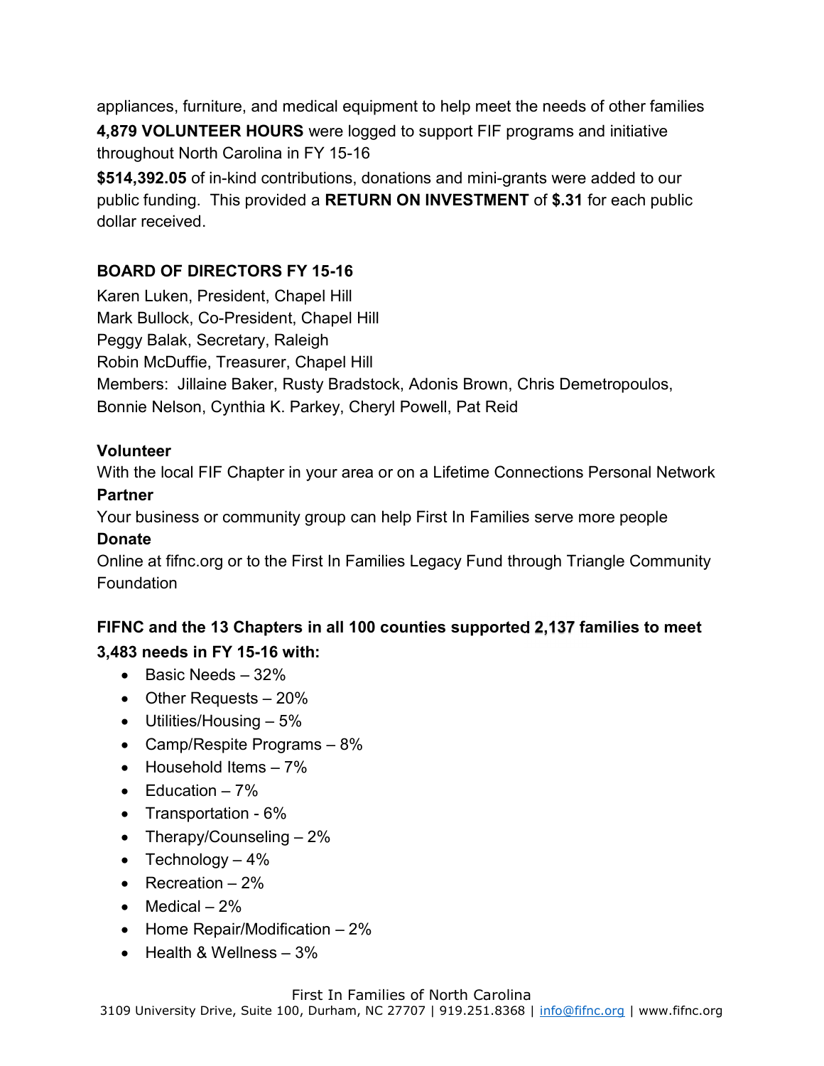appliances, furniture, and medical equipment to help meet the needs of other families

**4,879 VOLUNTEER HOURS** were logged to support FIF programs and initiative throughout North Carolina in FY 15-16

**$514,392.05** of in-kind contributions, donations and mini-grants were added to our public funding. This provided a **RETURN ON INVESTMENT** of **$.31** for each public dollar received.

**BOARD OF DIRECTORS FY 15-16**

Karen Luken, President, Chapel Hill
Mark Bullock, Co-President, Chapel Hill
Peggy Balak, Secretary, Raleigh
Robin McDuffie, Treasurer, Chapel Hill
Members: Jillaine Baker, Rusty Bradstock, Adonis Brown, Chris Demetropoulos, Bonnie Nelson, Cynthia K. Parkey, Cheryl Powell, Pat Reid

**Volunteer**

With the local FIF Chapter in your area or on a Lifetime Connections Personal Network

**Partner**

Your business or community group can help First In Families serve more people

**Donate**

Online at fifnc.org or to the First In Families Legacy Fund through Triangle Community Foundation

**FIFNC and the 13 Chapters in all 100 counties supported 2,137 families to meet 3,483 needs in FY 15-16 with:**

- Basic Needs – 32%
- Other Requests – 20%
- Utilities/Housing – 5%
- Camp/Respite Programs – 8%
- Household Items – 7%
- Education – 7%
- Transportation - 6%
- Therapy/Counseling – 2%
- Technology – 4%
- Recreation – 2%
- Medical – 2%
- Home Repair/Modification – 2%
- Health & Wellness – 3%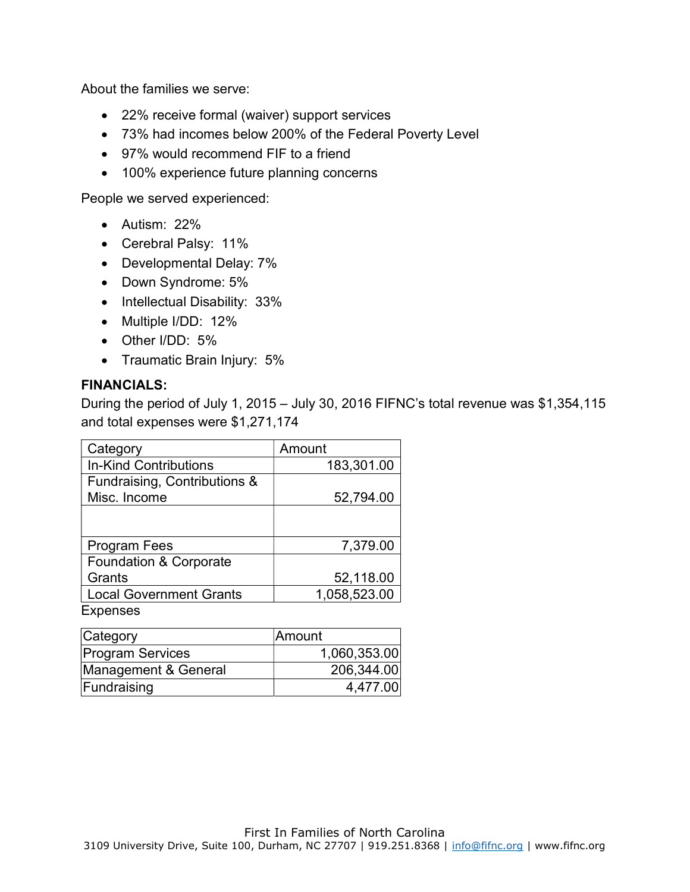About the families we serve:

- 22% receive formal (waiver) support services
- 73% had incomes below 200% of the Federal Poverty Level
- 97% would recommend FIF to a friend
- 100% experience future planning concerns

People we served experienced:

- Autism: 22%
- Cerebral Palsy: 11%
- Developmental Delay: 7%
- Down Syndrome: 5%
- Intellectual Disability: 33%
- Multiple I/DD: 12%
- Other I/DD: 5%
- Traumatic Brain Injury: 5%

**FINANCIALS:**

During the period of July 1, 2015 – July 30, 2016 FIFNC's total revenue was $1,354,115 and total expenses were $1,271,174

| Category | Amount |
|---|---|
| In-Kind Contributions | 183,301.00 |
| Fundraising, Contributions & Misc. Income | 52,794.00 |
| | |
| Program Fees | 7,379.00 |
| Foundation & Corporate Grants | 52,118.00 |
| Local Government Grants | 1,058,523.00 |

Expenses

| Category | Amount |
|---|---|
| Program Services | 1,060,353.00 |
| Management & General | 206,344.00 |
| Fundraising | 4,477.00 |